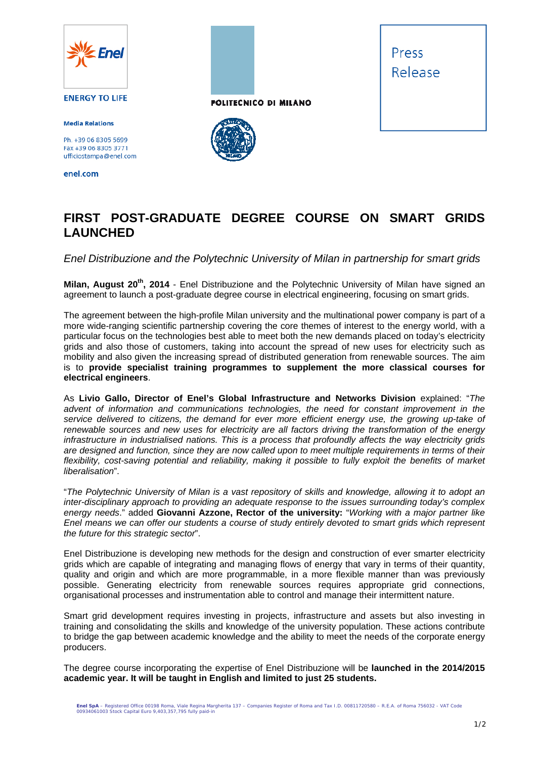ENERGY TO LIFE

**Media Relations**

Ph. +39 06 8305 5699
Fax +39 06 8305 3771
ufficiostampa@enel.com

enel.com

POLITECNICO DI MILANO

Press Release

# FIRST POST-GRADUATE DEGREE COURSE ON SMART GRIDS LAUNCHED

*Enel Distribuzione and the Polytechnic University of Milan in partnership for smart grids*

**Milan, August 20th, 2014** - Enel Distribuzione and the Polytechnic University of Milan have signed an agreement to launch a post-graduate degree course in electrical engineering, focusing on smart grids.

The agreement between the high-profile Milan university and the multinational power company is part of a more wide-ranging scientific partnership covering the core themes of interest to the energy world, with a particular focus on the technologies best able to meet both the new demands placed on today's electricity grids and also those of customers, taking into account the spread of new uses for electricity such as mobility and also given the increasing spread of distributed generation from renewable sources. The aim is to **provide specialist training programmes to supplement the more classical courses for electrical engineers**.

As **Livio Gallo, Director of Enel's Global Infrastructure and Networks Division** explained: "*The advent of information and communications technologies, the need for constant improvement in the service delivered to citizens, the demand for ever more efficient energy use, the growing up-take of renewable sources and new uses for electricity are all factors driving the transformation of the energy infrastructure in industrialised nations. This is a process that profoundly affects the way electricity grids are designed and function, since they are now called upon to meet multiple requirements in terms of their flexibility, cost-saving potential and reliability, making it possible to fully exploit the benefits of market liberalisation*".

"*The Polytechnic University of Milan is a vast repository of skills and knowledge, allowing it to adopt an inter-disciplinary approach to providing an adequate response to the issues surrounding today's complex energy needs*." added **Giovanni Azzone, Rector of the university:** "*Working with a major partner like Enel means we can offer our students a course of study entirely devoted to smart grids which represent the future for this strategic sector*".

Enel Distribuzione is developing new methods for the design and construction of ever smarter electricity grids which are capable of integrating and managing flows of energy that vary in terms of their quantity, quality and origin and which are more programmable, in a more flexible manner than was previously possible. Generating electricity from renewable sources requires appropriate grid connections, organisational processes and instrumentation able to control and manage their intermittent nature.

Smart grid development requires investing in projects, infrastructure and assets but also investing in training and consolidating the skills and knowledge of the university population. These actions contribute to bridge the gap between academic knowledge and the ability to meet the needs of the corporate energy producers.

The degree course incorporating the expertise of Enel Distribuzione will be **launched in the 2014/2015 academic year. It will be taught in English and limited to just 25 students.**

**Enel SpA** – Registered Office 00198 Roma, Viale Regina Margherita 137 – Companies Register of Roma and Tax I.D. 00811720580 – R.E.A. of Roma 756032 – VAT Code 00934061003 Stock Capital Euro 9,403,357,795 fully paid-in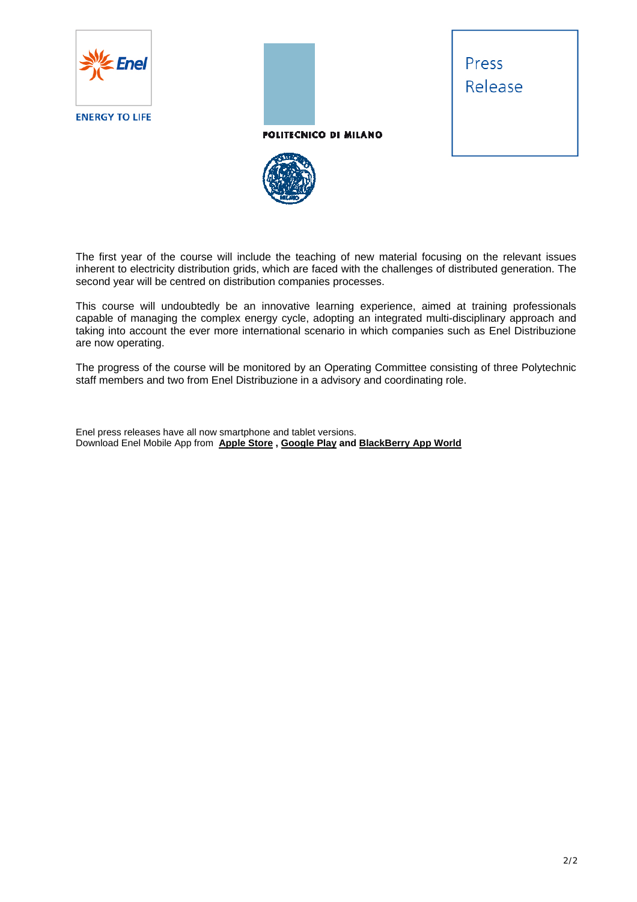The first year of the course will include the teaching of new material focusing on the relevant issues inherent to electricity distribution grids, which are faced with the challenges of distributed generation. The second year will be centred on distribution companies processes.

This course will undoubtedly be an innovative learning experience, aimed at training professionals capable of managing the complex energy cycle, adopting an integrated multi-disciplinary approach and taking into account the ever more international scenario in which companies such as Enel Distribuzione are now operating.

The progress of the course will be monitored by an Operating Committee consisting of three Polytechnic staff members and two from Enel Distribuzione in a advisory and coordinating role.

Enel press releases have all now smartphone and tablet versions.
Download Enel Mobile App from **Apple Store** **,** **Google Play** **and** **BlackBerry App World**